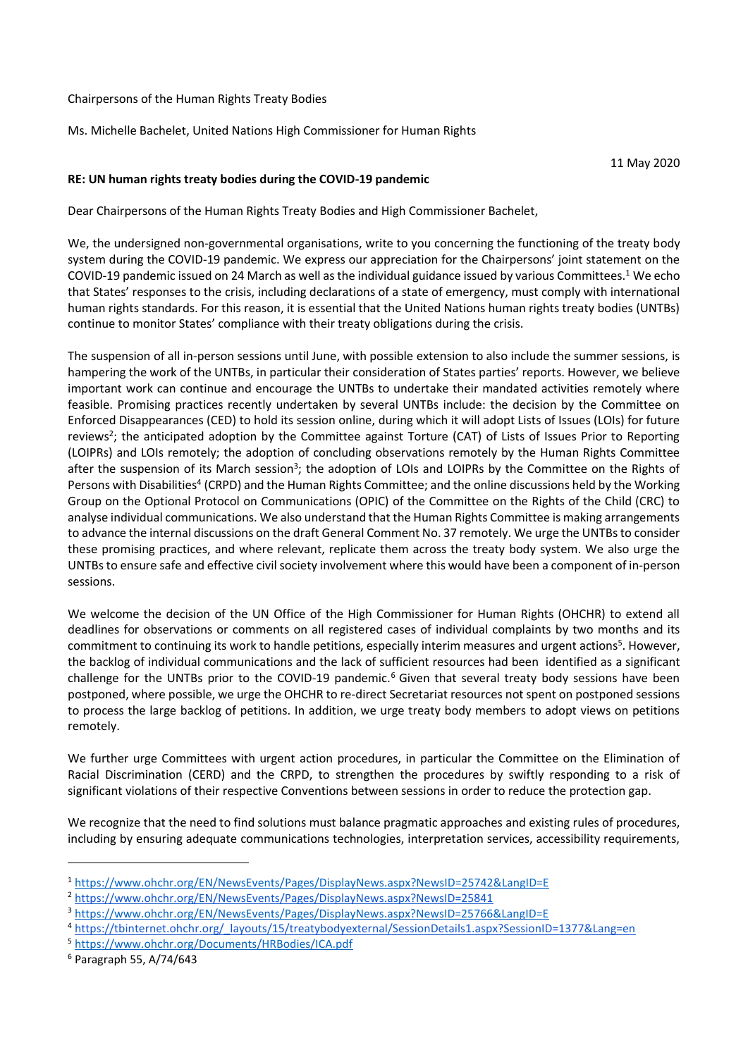Chairpersons of the Human Rights Treaty Bodies

Ms. Michelle Bachelet, United Nations High Commissioner for Human Rights

11 May 2020

**RE: UN human rights treaty bodies during the COVID-19 pandemic**

Dear Chairpersons of the Human Rights Treaty Bodies and High Commissioner Bachelet,

We, the undersigned non-governmental organisations, write to you concerning the functioning of the treaty body system during the COVID-19 pandemic. We express our appreciation for the Chairpersons' joint statement on the COVID-19 pandemic issued on 24 March as well as the individual guidance issued by various Committees.[1] We echo that States' responses to the crisis, including declarations of a state of emergency, must comply with international human rights standards. For this reason, it is essential that the United Nations human rights treaty bodies (UNTBs) continue to monitor States' compliance with their treaty obligations during the crisis.

The suspension of all in-person sessions until June, with possible extension to also include the summer sessions, is hampering the work of the UNTBs, in particular their consideration of States parties' reports. However, we believe important work can continue and encourage the UNTBs to undertake their mandated activities remotely where feasible. Promising practices recently undertaken by several UNTBs include: the decision by the Committee on Enforced Disappearances (CED) to hold its session online, during which it will adopt Lists of Issues (LOIs) for future reviews[2]; the anticipated adoption by the Committee against Torture (CAT) of Lists of Issues Prior to Reporting (LOIPRs) and LOIs remotely; the adoption of concluding observations remotely by the Human Rights Committee after the suspension of its March session[3]; the adoption of LOIs and LOIPRs by the Committee on the Rights of Persons with Disabilities[4] (CRPD) and the Human Rights Committee; and the online discussions held by the Working Group on the Optional Protocol on Communications (OPIC) of the Committee on the Rights of the Child (CRC) to analyse individual communications. We also understand that the Human Rights Committee is making arrangements to advance the internal discussions on the draft General Comment No. 37 remotely. We urge the UNTBs to consider these promising practices, and where relevant, replicate them across the treaty body system. We also urge the UNTBs to ensure safe and effective civil society involvement where this would have been a component of in-person sessions.

We welcome the decision of the UN Office of the High Commissioner for Human Rights (OHCHR) to extend all deadlines for observations or comments on all registered cases of individual complaints by two months and its commitment to continuing its work to handle petitions, especially interim measures and urgent actions[5]. However, the backlog of individual communications and the lack of sufficient resources had been identified as a significant challenge for the UNTBs prior to the COVID-19 pandemic.[6] Given that several treaty body sessions have been postponed, where possible, we urge the OHCHR to re-direct Secretariat resources not spent on postponed sessions to process the large backlog of petitions. In addition, we urge treaty body members to adopt views on petitions remotely.

We further urge Committees with urgent action procedures, in particular the Committee on the Elimination of Racial Discrimination (CERD) and the CRPD, to strengthen the procedures by swiftly responding to a risk of significant violations of their respective Conventions between sessions in order to reduce the protection gap.

We recognize that the need to find solutions must balance pragmatic approaches and existing rules of procedures, including by ensuring adequate communications technologies, interpretation services, accessibility requirements,

---

[1] https://www.ohchr.org/EN/NewsEvents/Pages/DisplayNews.aspx?NewsID=25742&LangID=E

[2] https://www.ohchr.org/EN/NewsEvents/Pages/DisplayNews.aspx?NewsID=25841

[3] https://www.ohchr.org/EN/NewsEvents/Pages/DisplayNews.aspx?NewsID=25766&LangID=E

[4] https://tbinternet.ohchr.org/_layouts/15/treatybodyexternal/SessionDetails1.aspx?SessionID=1377&Lang=en

[5] https://www.ohchr.org/Documents/HRBodies/ICA.pdf

[6] Paragraph 55, A/74/643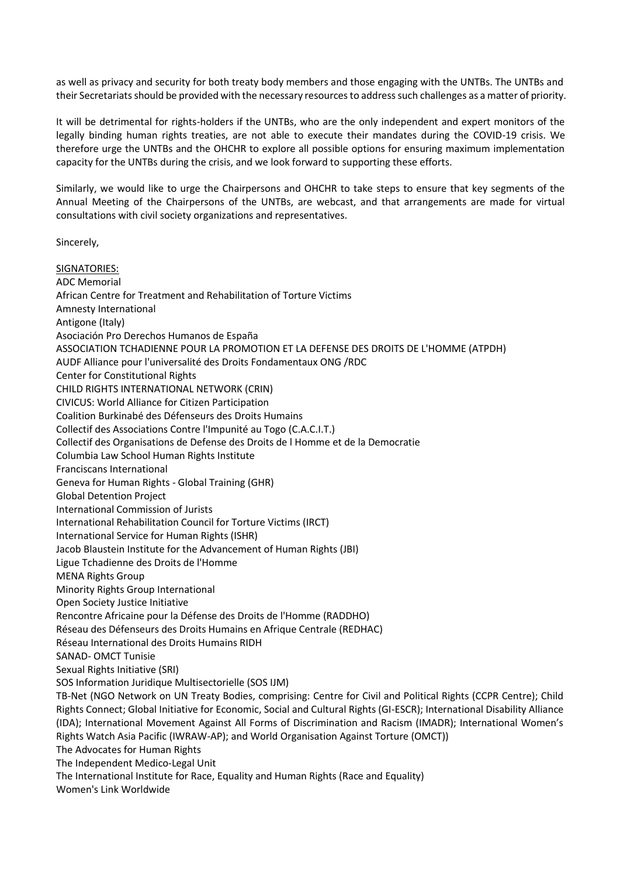as well as privacy and security for both treaty body members and those engaging with the UNTBs. The UNTBs and their Secretariats should be provided with the necessary resources to address such challenges as a matter of priority.

It will be detrimental for rights-holders if the UNTBs, who are the only independent and expert monitors of the legally binding human rights treaties, are not able to execute their mandates during the COVID-19 crisis. We therefore urge the UNTBs and the OHCHR to explore all possible options for ensuring maximum implementation capacity for the UNTBs during the crisis, and we look forward to supporting these efforts.

Similarly, we would like to urge the Chairpersons and OHCHR to take steps to ensure that key segments of the Annual Meeting of the Chairpersons of the UNTBs, are webcast, and that arrangements are made for virtual consultations with civil society organizations and representatives.

Sincerely,

SIGNATORIES:

ADC Memorial
African Centre for Treatment and Rehabilitation of Torture Victims
Amnesty International
Antigone (Italy)
Asociación Pro Derechos Humanos de España
ASSOCIATION TCHADIENNE POUR LA PROMOTION ET LA DEFENSE DES DROITS DE L'HOMME (ATPDH)
AUDF Alliance pour l'universalité des Droits Fondamentaux ONG /RDC
Center for Constitutional Rights
CHILD RIGHTS INTERNATIONAL NETWORK (CRIN)
CIVICUS: World Alliance for Citizen Participation
Coalition Burkinabé des Défenseurs des Droits Humains
Collectif des Associations Contre l'Impunité au Togo (C.A.C.I.T.)
Collectif des Organisations de Defense des Droits de l Homme et de la Democratie
Columbia Law School Human Rights Institute
Franciscans International
Geneva for Human Rights - Global Training (GHR)
Global Detention Project
International Commission of Jurists
International Rehabilitation Council for Torture Victims (IRCT)
International Service for Human Rights (ISHR)
Jacob Blaustein Institute for the Advancement of Human Rights (JBI)
Ligue Tchadienne des Droits de l'Homme
MENA Rights Group
Minority Rights Group International
Open Society Justice Initiative
Rencontre Africaine pour la Défense des Droits de l'Homme (RADDHO)
Réseau des Défenseurs des Droits Humains en Afrique Centrale (REDHAC)
Réseau International des Droits Humains RIDH
SANAD- OMCT Tunisie
Sexual Rights Initiative (SRI)
SOS Information Juridique Multisectorielle (SOS IJM)
TB-Net (NGO Network on UN Treaty Bodies, comprising: Centre for Civil and Political Rights (CCPR Centre); Child Rights Connect; Global Initiative for Economic, Social and Cultural Rights (GI-ESCR); International Disability Alliance (IDA); International Movement Against All Forms of Discrimination and Racism (IMADR); International Women's Rights Watch Asia Pacific (IWRAW-AP); and World Organisation Against Torture (OMCT))
The Advocates for Human Rights
The Independent Medico-Legal Unit
The International Institute for Race, Equality and Human Rights (Race and Equality)
Women's Link Worldwide